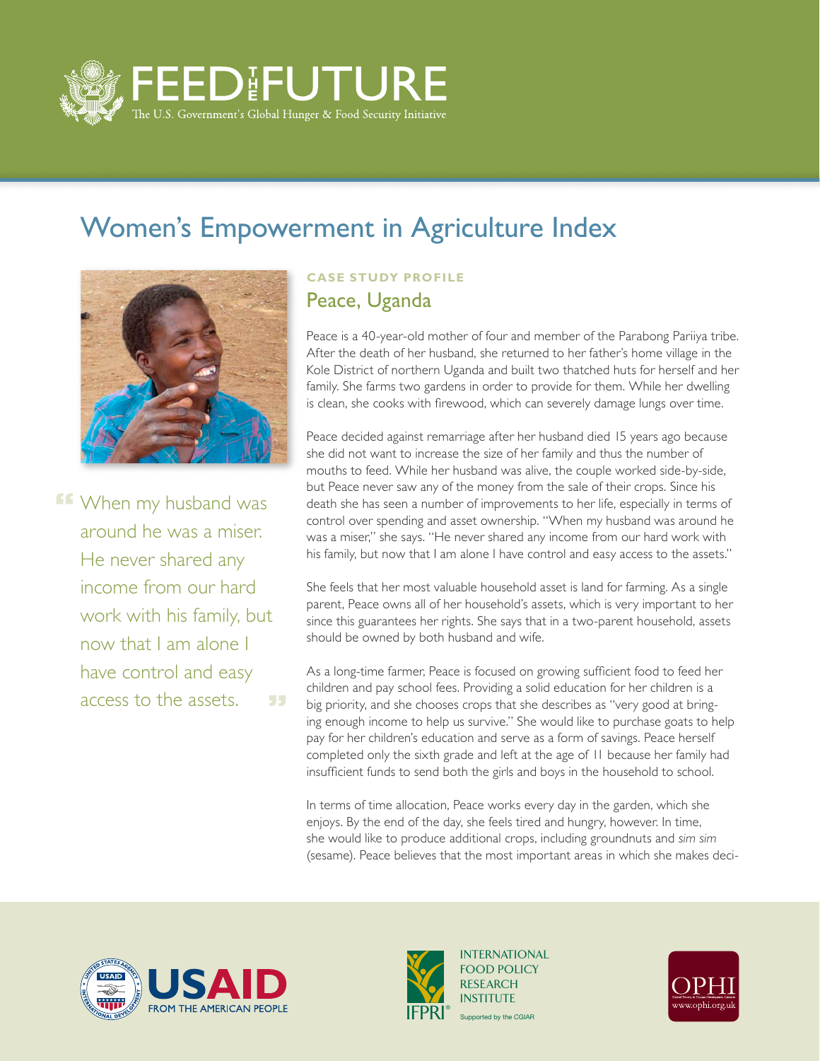# FEED THE FUTURE

The U.S. Government's Global Hunger & Food Security Initiative

## Women's Empowerment in Agriculture Index

> "When my husband was around he was a miser. He never shared any income from our hard work with his family, but now that I am alone I have control and easy access to the assets."

**CASE STUDY PROFILE**

### Peace, Uganda

Peace is a 40-year-old mother of four and member of the Parabong Pariiya tribe. After the death of her husband, she returned to her father's home village in the Kole District of northern Uganda and built two thatched huts for herself and her family. She farms two gardens in order to provide for them. While her dwelling is clean, she cooks with firewood, which can severely damage lungs over time.

Peace decided against remarriage after her husband died 15 years ago because she did not want to increase the size of her family and thus the number of mouths to feed. While her husband was alive, the couple worked side-by-side, but Peace never saw any of the money from the sale of their crops. Since his death she has seen a number of improvements to her life, especially in terms of control over spending and asset ownership. "When my husband was around he was a miser," she says. "He never shared any income from our hard work with his family, but now that I am alone I have control and easy access to the assets."

She feels that her most valuable household asset is land for farming. As a single parent, Peace owns all of her household's assets, which is very important to her since this guarantees her rights. She says that in a two-parent household, assets should be owned by both husband and wife.

As a long-time farmer, Peace is focused on growing sufficient food to feed her children and pay school fees. Providing a solid education for her children is a big priority, and she chooses crops that she describes as "very good at bringing enough income to help us survive." She would like to purchase goats to help pay for her children's education and serve as a form of savings. Peace herself completed only the sixth grade and left at the age of 11 because her family had insufficient funds to send both the girls and boys in the household to school.

In terms of time allocation, Peace works every day in the garden, which she enjoys. By the end of the day, she feels tired and hungry, however. In time, she would like to produce additional crops, including groundnuts and *sim sim* (sesame). Peace believes that the most important areas in which she makes deci-

USAID FROM THE AMERICAN PEOPLE

INTERNATIONAL FOOD POLICY RESEARCH INSTITUTE — IFPRI — Supported by the CGIAR

OPHI — www.ophi.org.uk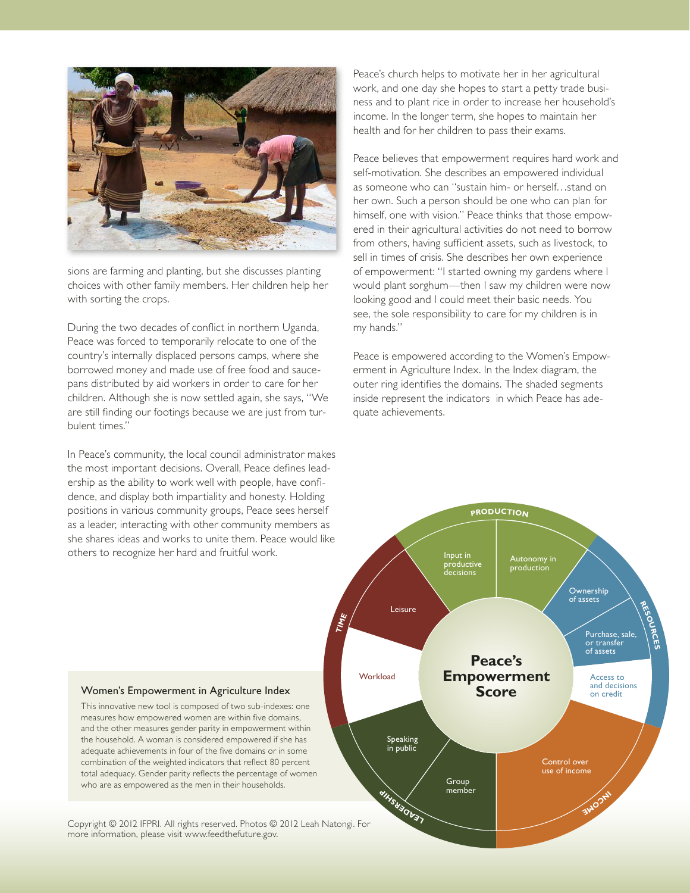sions are farming and planting, but she discusses planting choices with other family members. Her children help her with sorting the crops.

During the two decades of conflict in northern Uganda, Peace was forced to temporarily relocate to one of the country's internally displaced persons camps, where she borrowed money and made use of free food and saucepans distributed by aid workers in order to care for her children. Although she is now settled again, she says, "We are still finding our footings because we are just from turbulent times."

In Peace's community, the local council administrator makes the most important decisions. Overall, Peace defines leadership as the ability to work well with people, have confidence, and display both impartiality and honesty. Holding positions in various community groups, Peace sees herself as a leader, interacting with other community members as she shares ideas and works to unite them. Peace would like others to recognize her hard and fruitful work.

Peace's church helps to motivate her in her agricultural work, and one day she hopes to start a petty trade business and to plant rice in order to increase her household's income. In the longer term, she hopes to maintain her health and for her children to pass their exams.

Peace believes that empowerment requires hard work and self-motivation. She describes an empowered individual as someone who can "sustain him- or herself…stand on her own. Such a person should be one who can plan for himself, one with vision." Peace thinks that those empowered in their agricultural activities do not need to borrow from others, having sufficient assets, such as livestock, to sell in times of crisis. She describes her own experience of empowerment: "I started owning my gardens where I would plant sorghum—then I saw my children were now looking good and I could meet their basic needs. You see, the sole responsibility to care for my children is in my hands."

Peace is empowered according to the Women's Empowerment in Agriculture Index. In the Index diagram, the outer ring identifies the domains. The shaded segments inside represent the indicators in which Peace has adequate achievements.

PRODUCTION
Input in productive decisions
Autonomy in production
RESOURCES
Ownership of assets
Purchase, sale, or transfer of assets
Access to and decisions on credit
INCOME
Control over use of income
LEADERSHIP
Group member
Speaking in public
TIME
Workload
Leisure

**Peace's Empowerment Score**

### Women's Empowerment in Agriculture Index

This innovative new tool is composed of two sub-indexes: one measures how empowered women are within five domains, and the other measures gender parity in empowerment within the household. A woman is considered empowered if she has adequate achievements in four of the five domains or in some combination of the weighted indicators that reflect 80 percent total adequacy. Gender parity reflects the percentage of women who are as empowered as the men in their households.

Copyright © 2012 IFPRI. All rights reserved. Photos © 2012 Leah Natongi. For more information, please visit www.feedthefuture.gov.